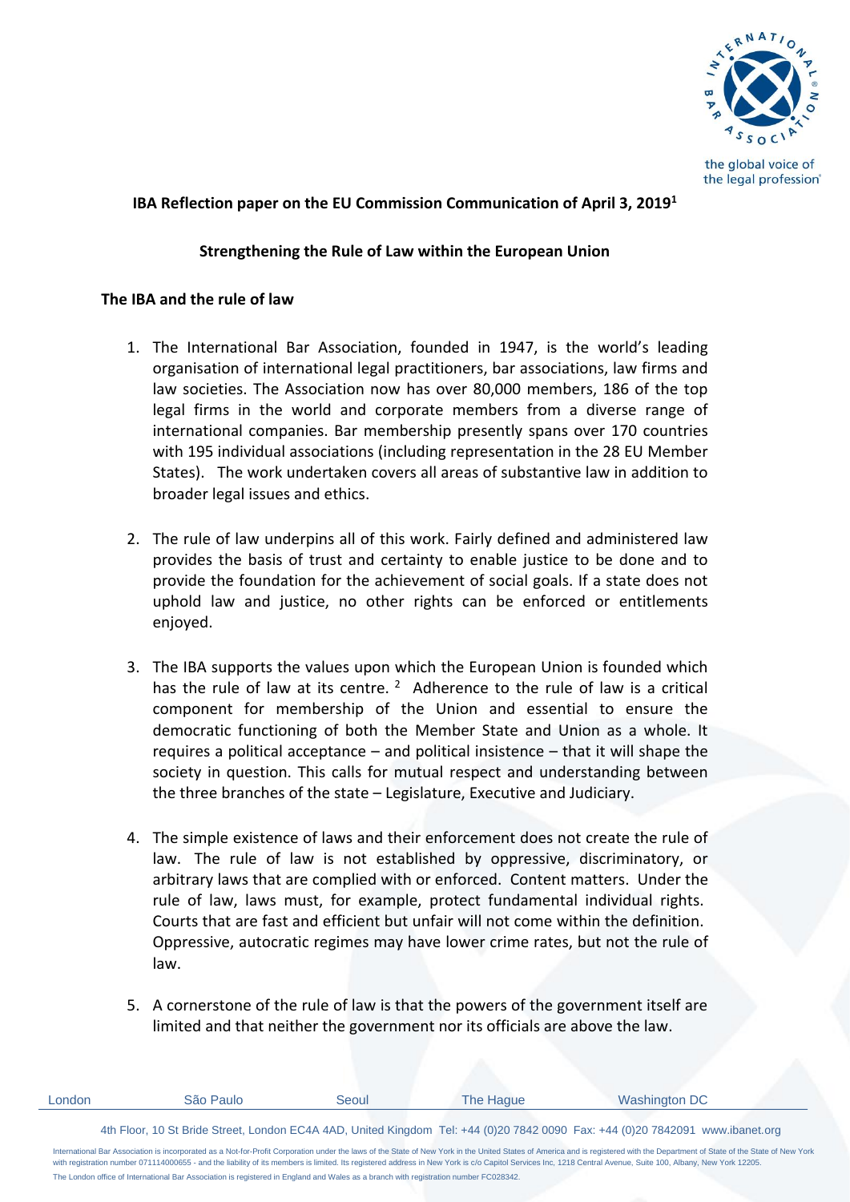**IBA Reflection paper on the EU Commission Communication of April 3, 2019[1]**

**Strengthening the Rule of Law within the European Union**

**The IBA and the rule of law**

1. The International Bar Association, founded in 1947, is the world's leading organisation of international legal practitioners, bar associations, law firms and law societies. The Association now has over 80,000 members, 186 of the top legal firms in the world and corporate members from a diverse range of international companies. Bar membership presently spans over 170 countries with 195 individual associations (including representation in the 28 EU Member States). The work undertaken covers all areas of substantive law in addition to broader legal issues and ethics.

2. The rule of law underpins all of this work. Fairly defined and administered law provides the basis of trust and certainty to enable justice to be done and to provide the foundation for the achievement of social goals. If a state does not uphold law and justice, no other rights can be enforced or entitlements enjoyed.

3. The IBA supports the values upon which the European Union is founded which has the rule of law at its centre. [2] Adherence to the rule of law is a critical component for membership of the Union and essential to ensure the democratic functioning of both the Member State and Union as a whole. It requires a political acceptance – and political insistence – that it will shape the society in question. This calls for mutual respect and understanding between the three branches of the state – Legislature, Executive and Judiciary.

4. The simple existence of laws and their enforcement does not create the rule of law. The rule of law is not established by oppressive, discriminatory, or arbitrary laws that are complied with or enforced. Content matters. Under the rule of law, laws must, for example, protect fundamental individual rights. Courts that are fast and efficient but unfair will not come within the definition. Oppressive, autocratic regimes may have lower crime rates, but not the rule of law.

5. A cornerstone of the rule of law is that the powers of the government itself are limited and that neither the government nor its officials are above the law.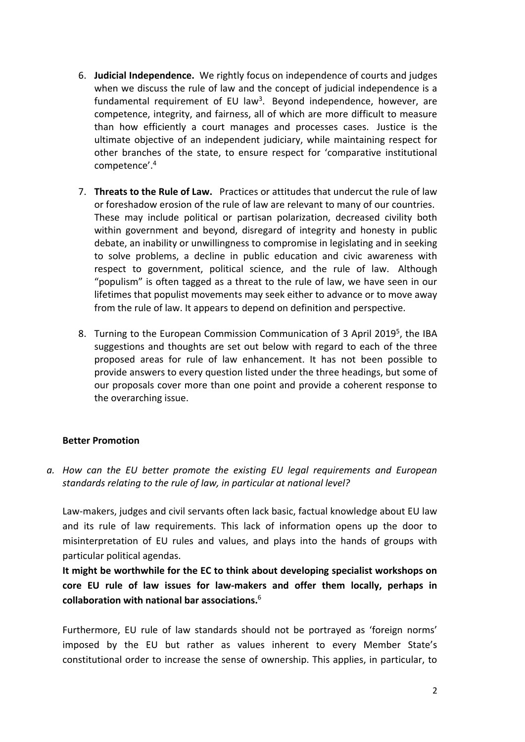6. **Judicial Independence.** We rightly focus on independence of courts and judges when we discuss the rule of law and the concept of judicial independence is a fundamental requirement of EU law[3]. Beyond independence, however, are competence, integrity, and fairness, all of which are more difficult to measure than how efficiently a court manages and processes cases. Justice is the ultimate objective of an independent judiciary, while maintaining respect for other branches of the state, to ensure respect for 'comparative institutional competence'.[4]

7. **Threats to the Rule of Law.** Practices or attitudes that undercut the rule of law or foreshadow erosion of the rule of law are relevant to many of our countries. These may include political or partisan polarization, decreased civility both within government and beyond, disregard of integrity and honesty in public debate, an inability or unwillingness to compromise in legislating and in seeking to solve problems, a decline in public education and civic awareness with respect to government, political science, and the rule of law. Although "populism" is often tagged as a threat to the rule of law, we have seen in our lifetimes that populist movements may seek either to advance or to move away from the rule of law. It appears to depend on definition and perspective.

8. Turning to the European Commission Communication of 3 April 2019[5], the IBA suggestions and thoughts are set out below with regard to each of the three proposed areas for rule of law enhancement. It has not been possible to provide answers to every question listed under the three headings, but some of our proposals cover more than one point and provide a coherent response to the overarching issue.

**Better Promotion**

*a. How can the EU better promote the existing EU legal requirements and European standards relating to the rule of law, in particular at national level?*

Law-makers, judges and civil servants often lack basic, factual knowledge about EU law and its rule of law requirements. This lack of information opens up the door to misinterpretation of EU rules and values, and plays into the hands of groups with particular political agendas.

**It might be worthwhile for the EC to think about developing specialist workshops on core EU rule of law issues for law-makers and offer them locally, perhaps in collaboration with national bar associations.**[6]

Furthermore, EU rule of law standards should not be portrayed as 'foreign norms' imposed by the EU but rather as values inherent to every Member State's constitutional order to increase the sense of ownership. This applies, in particular, to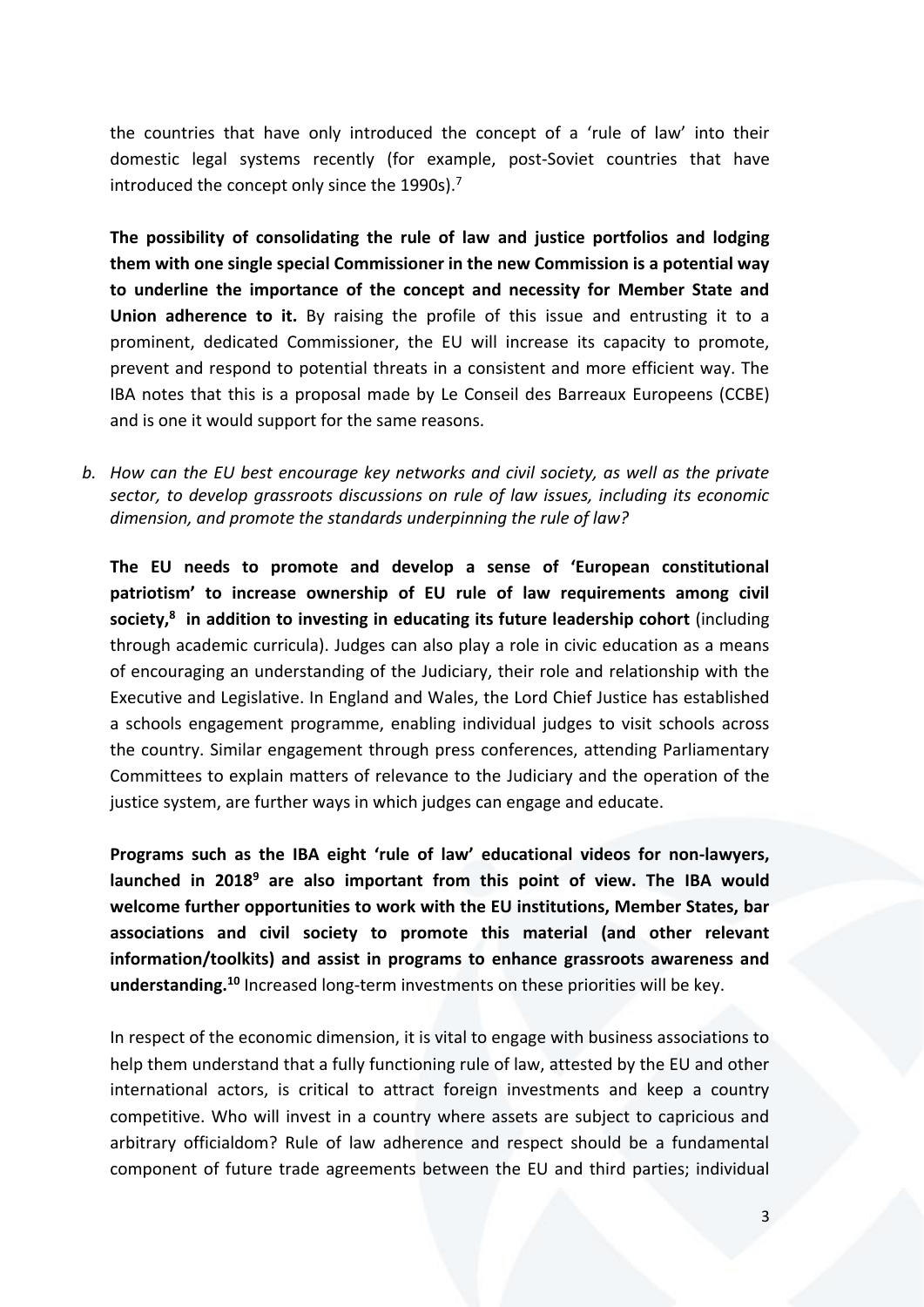the countries that have only introduced the concept of a 'rule of law' into their domestic legal systems recently (for example, post-Soviet countries that have introduced the concept only since the 1990s).[7]

**The possibility of consolidating the rule of law and justice portfolios and lodging them with one single special Commissioner in the new Commission is a potential way to underline the importance of the concept and necessity for Member State and Union adherence to it.** By raising the profile of this issue and entrusting it to a prominent, dedicated Commissioner, the EU will increase its capacity to promote, prevent and respond to potential threats in a consistent and more efficient way. The IBA notes that this is a proposal made by Le Conseil des Barreaux Europeens (CCBE) and is one it would support for the same reasons.

b. *How can the EU best encourage key networks and civil society, as well as the private sector, to develop grassroots discussions on rule of law issues, including its economic dimension, and promote the standards underpinning the rule of law?*

**The EU needs to promote and develop a sense of 'European constitutional patriotism' to increase ownership of EU rule of law requirements among civil society,[8] in addition to investing in educating its future leadership cohort** (including through academic curricula). Judges can also play a role in civic education as a means of encouraging an understanding of the Judiciary, their role and relationship with the Executive and Legislative. In England and Wales, the Lord Chief Justice has established a schools engagement programme, enabling individual judges to visit schools across the country. Similar engagement through press conferences, attending Parliamentary Committees to explain matters of relevance to the Judiciary and the operation of the justice system, are further ways in which judges can engage and educate.

**Programs such as the IBA eight 'rule of law' educational videos for non-lawyers, launched in 2018[9] are also important from this point of view. The IBA would welcome further opportunities to work with the EU institutions, Member States, bar associations and civil society to promote this material (and other relevant information/toolkits) and assist in programs to enhance grassroots awareness and understanding.[10]** Increased long-term investments on these priorities will be key.

In respect of the economic dimension, it is vital to engage with business associations to help them understand that a fully functioning rule of law, attested by the EU and other international actors, is critical to attract foreign investments and keep a country competitive. Who will invest in a country where assets are subject to capricious and arbitrary officialdom? Rule of law adherence and respect should be a fundamental component of future trade agreements between the EU and third parties; individual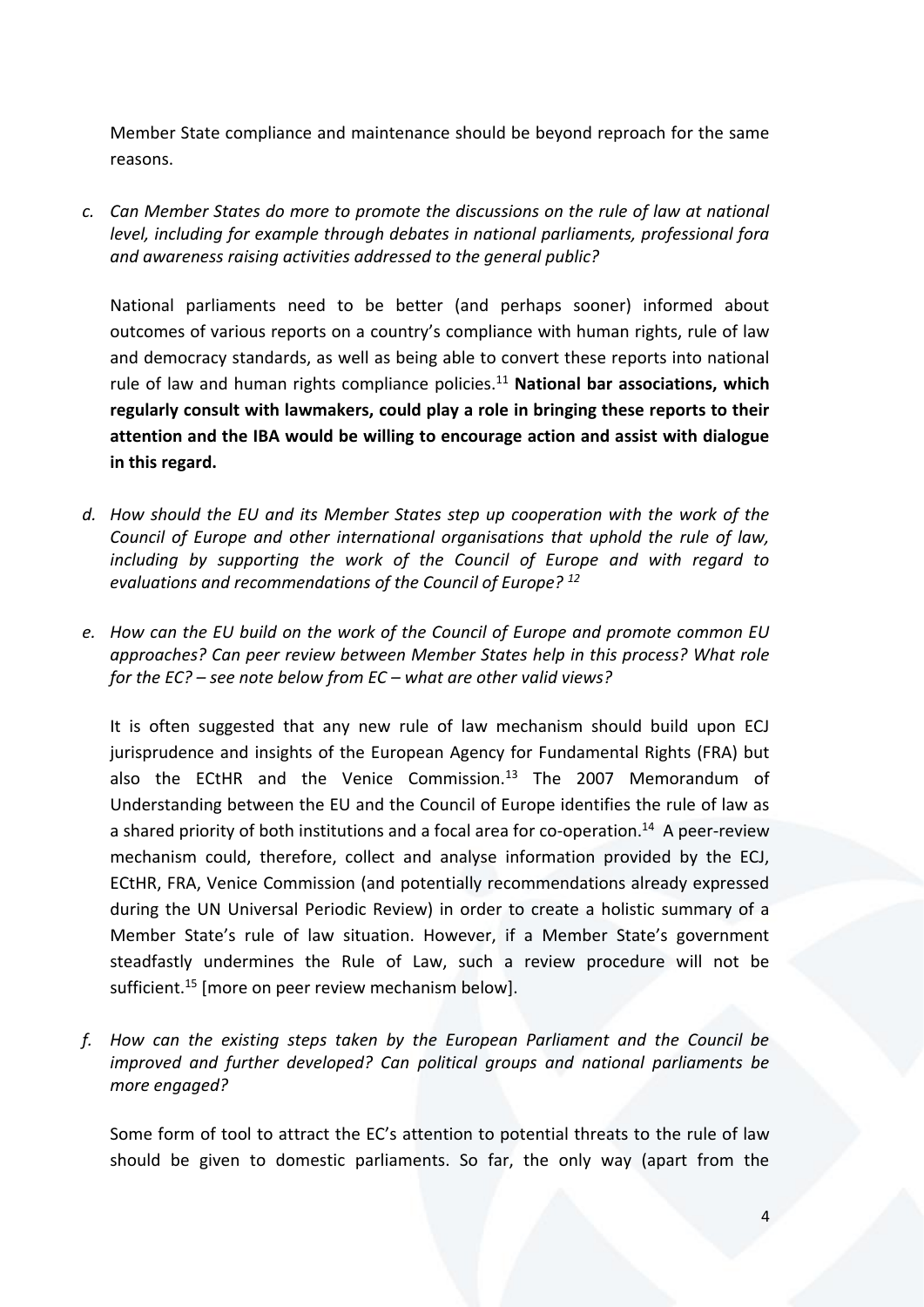Member State compliance and maintenance should be beyond reproach for the same reasons.

c. *Can Member States do more to promote the discussions on the rule of law at national level, including for example through debates in national parliaments, professional fora and awareness raising activities addressed to the general public?*

   National parliaments need to be better (and perhaps sooner) informed about outcomes of various reports on a country's compliance with human rights, rule of law and democracy standards, as well as being able to convert these reports into national rule of law and human rights compliance policies.[11] **National bar associations, which regularly consult with lawmakers, could play a role in bringing these reports to their attention and the IBA would be willing to encourage action and assist with dialogue in this regard.**

d. *How should the EU and its Member States step up cooperation with the work of the Council of Europe and other international organisations that uphold the rule of law, including by supporting the work of the Council of Europe and with regard to evaluations and recommendations of the Council of Europe?* [12]

e. *How can the EU build on the work of the Council of Europe and promote common EU approaches? Can peer review between Member States help in this process? What role for the EC? – see note below from EC – what are other valid views?*

   It is often suggested that any new rule of law mechanism should build upon ECJ jurisprudence and insights of the European Agency for Fundamental Rights (FRA) but also the ECtHR and the Venice Commission.[13] The 2007 Memorandum of Understanding between the EU and the Council of Europe identifies the rule of law as a shared priority of both institutions and a focal area for co-operation.[14] A peer-review mechanism could, therefore, collect and analyse information provided by the ECJ, ECtHR, FRA, Venice Commission (and potentially recommendations already expressed during the UN Universal Periodic Review) in order to create a holistic summary of a Member State's rule of law situation. However, if a Member State's government steadfastly undermines the Rule of Law, such a review procedure will not be sufficient.[15] [more on peer review mechanism below].

f. *How can the existing steps taken by the European Parliament and the Council be improved and further developed? Can political groups and national parliaments be more engaged?*

   Some form of tool to attract the EC's attention to potential threats to the rule of law should be given to domestic parliaments. So far, the only way (apart from the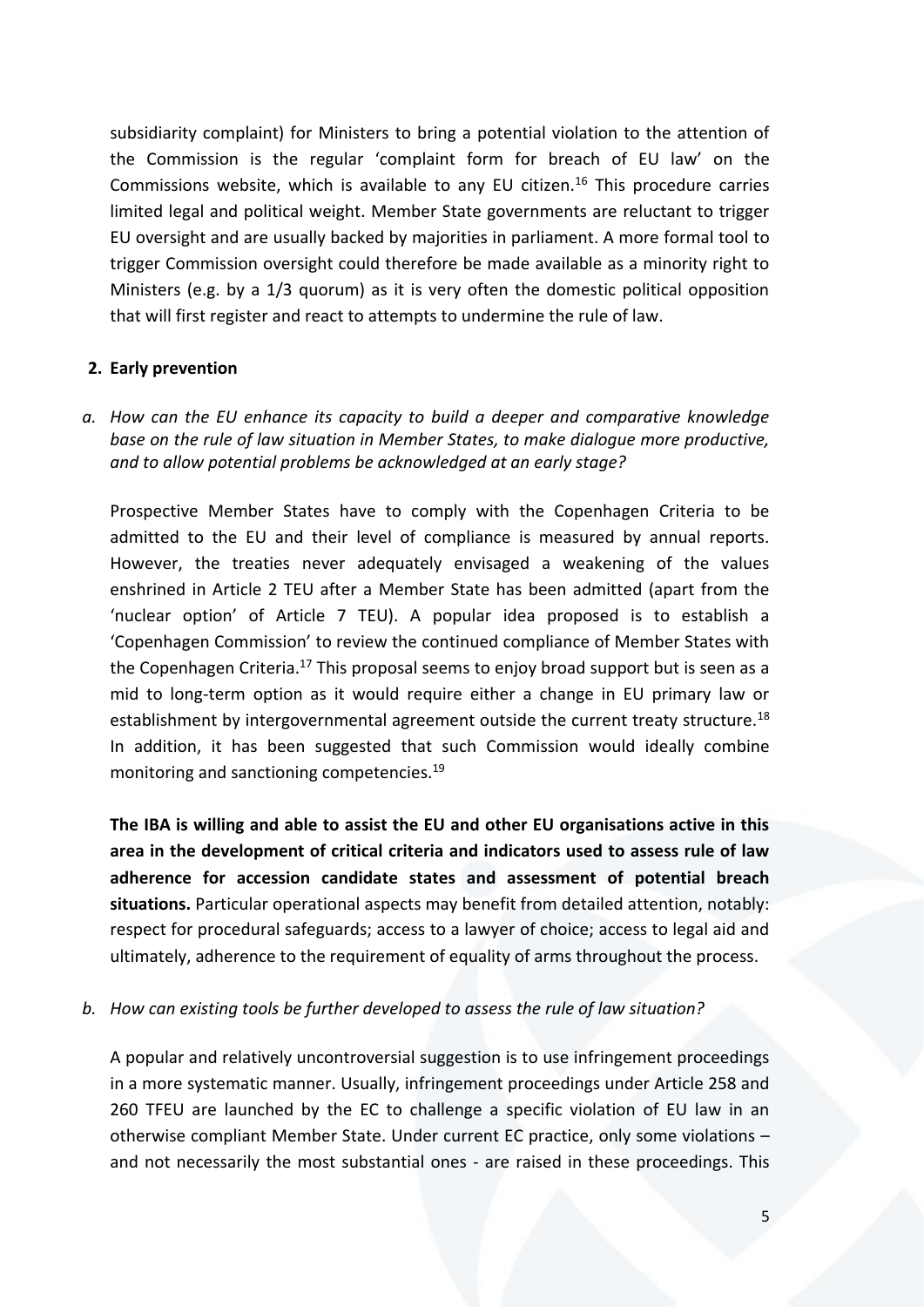subsidiarity complaint) for Ministers to bring a potential violation to the attention of the Commission is the regular 'complaint form for breach of EU law' on the Commissions website, which is available to any EU citizen.[16] This procedure carries limited legal and political weight. Member State governments are reluctant to trigger EU oversight and are usually backed by majorities in parliament. A more formal tool to trigger Commission oversight could therefore be made available as a minority right to Ministers (e.g. by a 1/3 quorum) as it is very often the domestic political opposition that will first register and react to attempts to undermine the rule of law.

## 2. Early prevention

*a. How can the EU enhance its capacity to build a deeper and comparative knowledge base on the rule of law situation in Member States, to make dialogue more productive, and to allow potential problems be acknowledged at an early stage?*

Prospective Member States have to comply with the Copenhagen Criteria to be admitted to the EU and their level of compliance is measured by annual reports. However, the treaties never adequately envisaged a weakening of the values enshrined in Article 2 TEU after a Member State has been admitted (apart from the 'nuclear option' of Article 7 TEU). A popular idea proposed is to establish a 'Copenhagen Commission' to review the continued compliance of Member States with the Copenhagen Criteria.[17] This proposal seems to enjoy broad support but is seen as a mid to long-term option as it would require either a change in EU primary law or establishment by intergovernmental agreement outside the current treaty structure.[18] In addition, it has been suggested that such Commission would ideally combine monitoring and sanctioning competencies.[19]

**The IBA is willing and able to assist the EU and other EU organisations active in this area in the development of critical criteria and indicators used to assess rule of law adherence for accession candidate states and assessment of potential breach situations.** Particular operational aspects may benefit from detailed attention, notably: respect for procedural safeguards; access to a lawyer of choice; access to legal aid and ultimately, adherence to the requirement of equality of arms throughout the process.

*b. How can existing tools be further developed to assess the rule of law situation?*

A popular and relatively uncontroversial suggestion is to use infringement proceedings in a more systematic manner. Usually, infringement proceedings under Article 258 and 260 TFEU are launched by the EC to challenge a specific violation of EU law in an otherwise compliant Member State. Under current EC practice, only some violations – and not necessarily the most substantial ones - are raised in these proceedings. This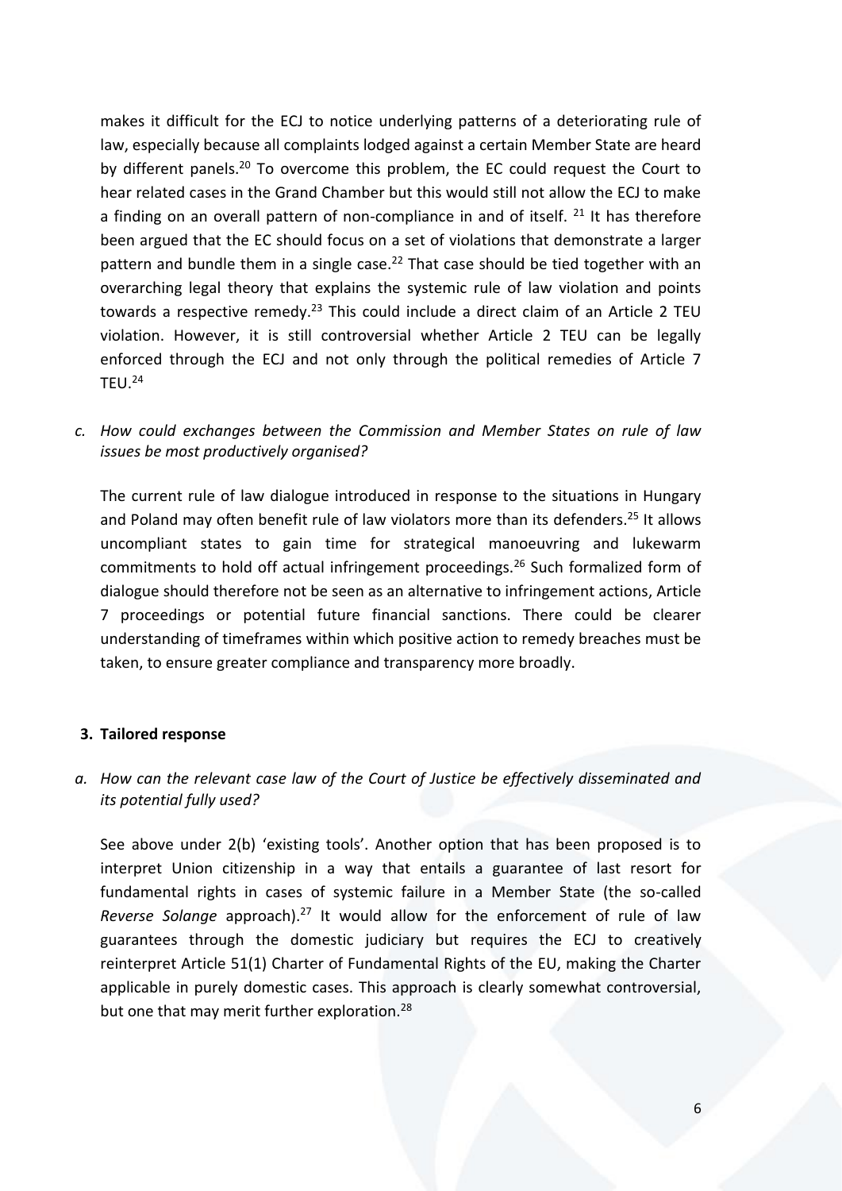makes it difficult for the ECJ to notice underlying patterns of a deteriorating rule of law, especially because all complaints lodged against a certain Member State are heard by different panels.[20] To overcome this problem, the EC could request the Court to hear related cases in the Grand Chamber but this would still not allow the ECJ to make a finding on an overall pattern of non-compliance in and of itself. [21] It has therefore been argued that the EC should focus on a set of violations that demonstrate a larger pattern and bundle them in a single case.[22] That case should be tied together with an overarching legal theory that explains the systemic rule of law violation and points towards a respective remedy.[23] This could include a direct claim of an Article 2 TEU violation. However, it is still controversial whether Article 2 TEU can be legally enforced through the ECJ and not only through the political remedies of Article 7 TEU.[24]

*c. How could exchanges between the Commission and Member States on rule of law issues be most productively organised?*

The current rule of law dialogue introduced in response to the situations in Hungary and Poland may often benefit rule of law violators more than its defenders.[25] It allows uncompliant states to gain time for strategical manoeuvring and lukewarm commitments to hold off actual infringement proceedings.[26] Such formalized form of dialogue should therefore not be seen as an alternative to infringement actions, Article 7 proceedings or potential future financial sanctions. There could be clearer understanding of timeframes within which positive action to remedy breaches must be taken, to ensure greater compliance and transparency more broadly.

## 3. Tailored response

*a. How can the relevant case law of the Court of Justice be effectively disseminated and its potential fully used?*

See above under 2(b) 'existing tools'. Another option that has been proposed is to interpret Union citizenship in a way that entails a guarantee of last resort for fundamental rights in cases of systemic failure in a Member State (the so-called *Reverse Solange* approach).[27] It would allow for the enforcement of rule of law guarantees through the domestic judiciary but requires the ECJ to creatively reinterpret Article 51(1) Charter of Fundamental Rights of the EU, making the Charter applicable in purely domestic cases. This approach is clearly somewhat controversial, but one that may merit further exploration.[28]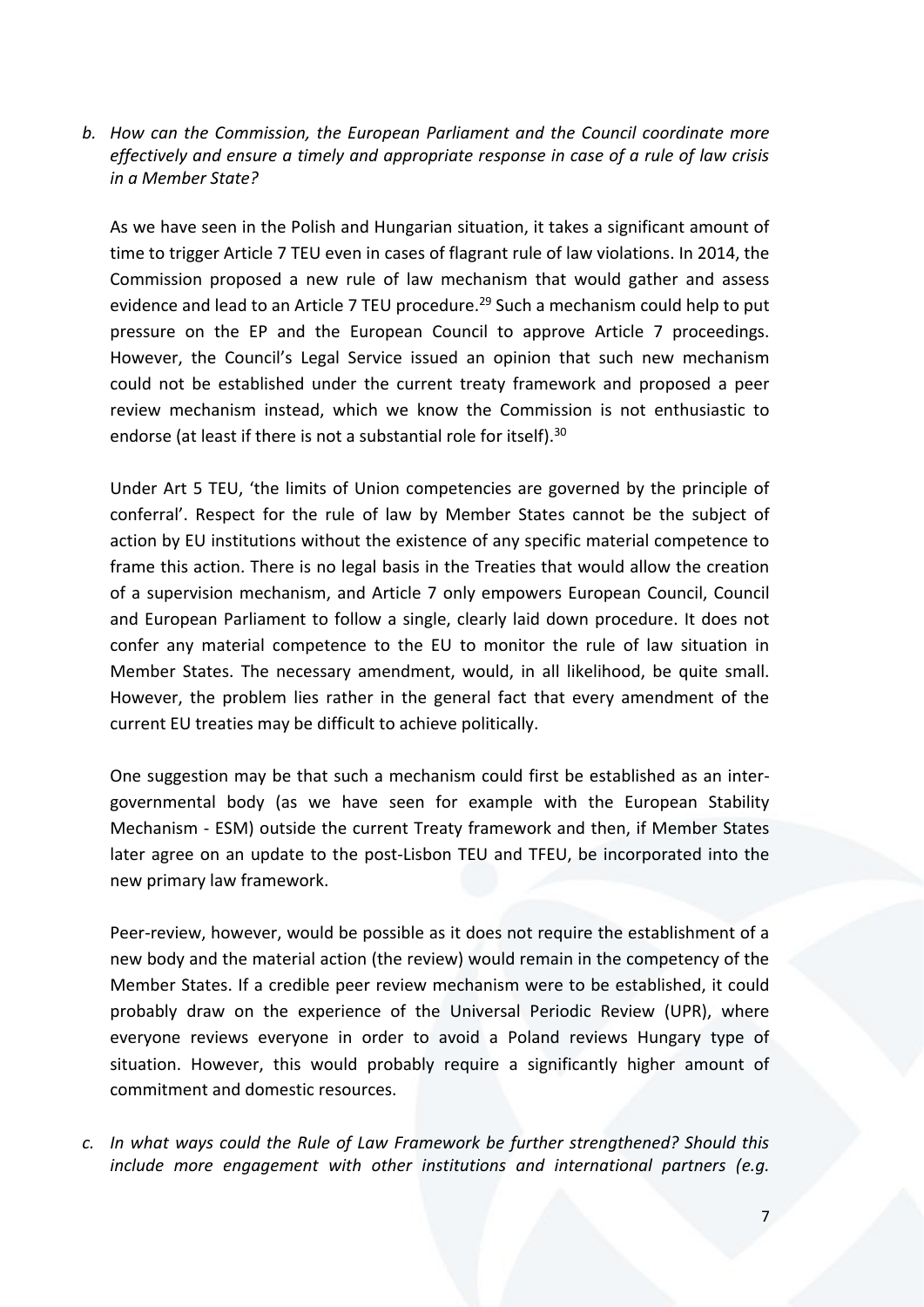b. *How can the Commission, the European Parliament and the Council coordinate more effectively and ensure a timely and appropriate response in case of a rule of law crisis in a Member State?*

   As we have seen in the Polish and Hungarian situation, it takes a significant amount of time to trigger Article 7 TEU even in cases of flagrant rule of law violations. In 2014, the Commission proposed a new rule of law mechanism that would gather and assess evidence and lead to an Article 7 TEU procedure.[29] Such a mechanism could help to put pressure on the EP and the European Council to approve Article 7 proceedings. However, the Council's Legal Service issued an opinion that such new mechanism could not be established under the current treaty framework and proposed a peer review mechanism instead, which we know the Commission is not enthusiastic to endorse (at least if there is not a substantial role for itself).[30]

   Under Art 5 TEU, 'the limits of Union competencies are governed by the principle of conferral'. Respect for the rule of law by Member States cannot be the subject of action by EU institutions without the existence of any specific material competence to frame this action. There is no legal basis in the Treaties that would allow the creation of a supervision mechanism, and Article 7 only empowers European Council, Council and European Parliament to follow a single, clearly laid down procedure. It does not confer any material competence to the EU to monitor the rule of law situation in Member States. The necessary amendment, would, in all likelihood, be quite small. However, the problem lies rather in the general fact that every amendment of the current EU treaties may be difficult to achieve politically.

   One suggestion may be that such a mechanism could first be established as an inter-governmental body (as we have seen for example with the European Stability Mechanism - ESM) outside the current Treaty framework and then, if Member States later agree on an update to the post-Lisbon TEU and TFEU, be incorporated into the new primary law framework.

   Peer-review, however, would be possible as it does not require the establishment of a new body and the material action (the review) would remain in the competency of the Member States. If a credible peer review mechanism were to be established, it could probably draw on the experience of the Universal Periodic Review (UPR), where everyone reviews everyone in order to avoid a Poland reviews Hungary type of situation. However, this would probably require a significantly higher amount of commitment and domestic resources.

c. *In what ways could the Rule of Law Framework be further strengthened? Should this include more engagement with other institutions and international partners (e.g.*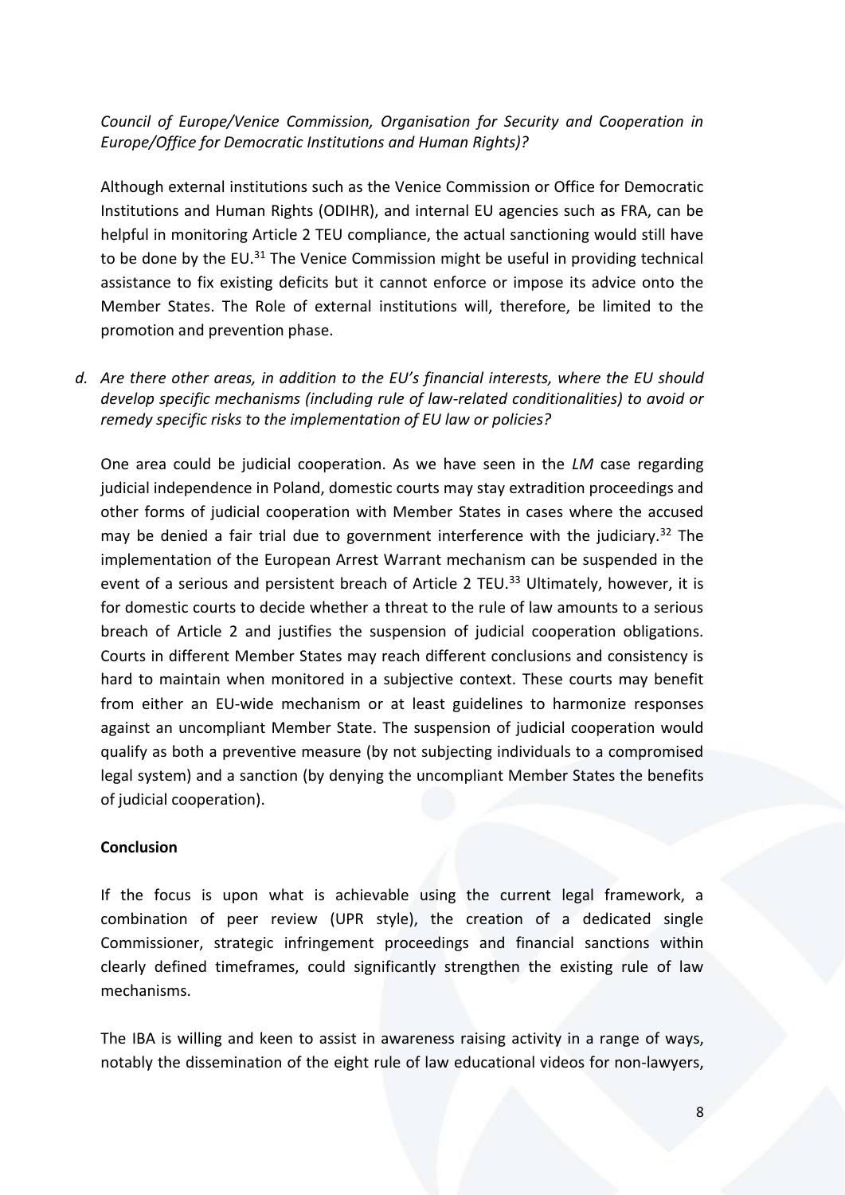*Council of Europe/Venice Commission, Organisation for Security and Cooperation in Europe/Office for Democratic Institutions and Human Rights)?*

Although external institutions such as the Venice Commission or Office for Democratic Institutions and Human Rights (ODIHR), and internal EU agencies such as FRA, can be helpful in monitoring Article 2 TEU compliance, the actual sanctioning would still have to be done by the EU.[31] The Venice Commission might be useful in providing technical assistance to fix existing deficits but it cannot enforce or impose its advice onto the Member States. The Role of external institutions will, therefore, be limited to the promotion and prevention phase.

*d. Are there other areas, in addition to the EU's financial interests, where the EU should develop specific mechanisms (including rule of law-related conditionalities) to avoid or remedy specific risks to the implementation of EU law or policies?*

One area could be judicial cooperation. As we have seen in the *LM* case regarding judicial independence in Poland, domestic courts may stay extradition proceedings and other forms of judicial cooperation with Member States in cases where the accused may be denied a fair trial due to government interference with the judiciary.[32] The implementation of the European Arrest Warrant mechanism can be suspended in the event of a serious and persistent breach of Article 2 TEU.[33] Ultimately, however, it is for domestic courts to decide whether a threat to the rule of law amounts to a serious breach of Article 2 and justifies the suspension of judicial cooperation obligations. Courts in different Member States may reach different conclusions and consistency is hard to maintain when monitored in a subjective context. These courts may benefit from either an EU-wide mechanism or at least guidelines to harmonize responses against an uncompliant Member State. The suspension of judicial cooperation would qualify as both a preventive measure (by not subjecting individuals to a compromised legal system) and a sanction (by denying the uncompliant Member States the benefits of judicial cooperation).

**Conclusion**

If the focus is upon what is achievable using the current legal framework, a combination of peer review (UPR style), the creation of a dedicated single Commissioner, strategic infringement proceedings and financial sanctions within clearly defined timeframes, could significantly strengthen the existing rule of law mechanisms.

The IBA is willing and keen to assist in awareness raising activity in a range of ways, notably the dissemination of the eight rule of law educational videos for non-lawyers,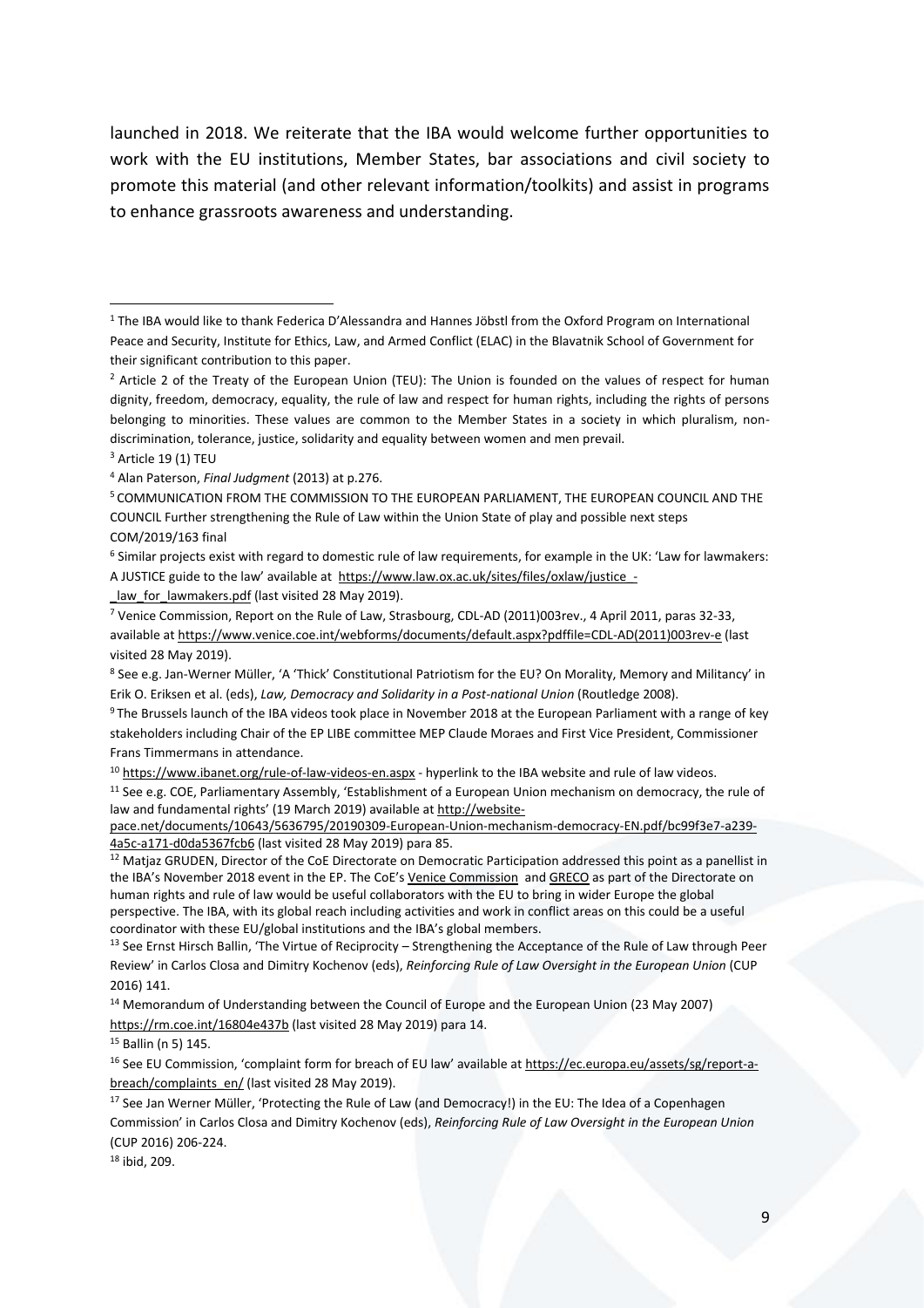launched in 2018. We reiterate that the IBA would welcome further opportunities to work with the EU institutions, Member States, bar associations and civil society to promote this material (and other relevant information/toolkits) and assist in programs to enhance grassroots awareness and understanding.

---

[1] The IBA would like to thank Federica D'Alessandra and Hannes Jöbstl from the Oxford Program on International Peace and Security, Institute for Ethics, Law, and Armed Conflict (ELAC) in the Blavatnik School of Government for their significant contribution to this paper.

[2] Article 2 of the Treaty of the European Union (TEU): The Union is founded on the values of respect for human dignity, freedom, democracy, equality, the rule of law and respect for human rights, including the rights of persons belonging to minorities. These values are common to the Member States in a society in which pluralism, non-discrimination, tolerance, justice, solidarity and equality between women and men prevail.

[3] Article 19 (1) TEU

[4] Alan Paterson, *Final Judgment* (2013) at p.276.

[5] COMMUNICATION FROM THE COMMISSION TO THE EUROPEAN PARLIAMENT, THE EUROPEAN COUNCIL AND THE COUNCIL Further strengthening the Rule of Law within the Union State of play and possible next steps COM/2019/163 final

[6] Similar projects exist with regard to domestic rule of law requirements, for example in the UK: 'Law for lawmakers: A JUSTICE guide to the law' available at https://www.law.ox.ac.uk/sites/files/oxlaw/justice_-_law_for_lawmakers.pdf (last visited 28 May 2019).

[7] Venice Commission, Report on the Rule of Law, Strasbourg, CDL-AD (2011)003rev., 4 April 2011, paras 32-33, available at https://www.venice.coe.int/webforms/documents/default.aspx?pdffile=CDL-AD(2011)003rev-e (last visited 28 May 2019).

[8] See e.g. Jan-Werner Müller, 'A 'Thick' Constitutional Patriotism for the EU? On Morality, Memory and Militancy' in Erik O. Eriksen et al. (eds), *Law, Democracy and Solidarity in a Post-national Union* (Routledge 2008).

[9] The Brussels launch of the IBA videos took place in November 2018 at the European Parliament with a range of key stakeholders including Chair of the EP LIBE committee MEP Claude Moraes and First Vice President, Commissioner Frans Timmermans in attendance.

[10] https://www.ibanet.org/rule-of-law-videos-en.aspx - hyperlink to the IBA website and rule of law videos.

[11] See e.g. COE, Parliamentary Assembly, 'Establishment of a European Union mechanism on democracy, the rule of law and fundamental rights' (19 March 2019) available at http://website-pace.net/documents/10643/5636795/20190309-European-Union-mechanism-democracy-EN.pdf/bc99f3e7-a239-4a5c-a171-d0da5367fcb6 (last visited 28 May 2019) para 85.

[12] Matjaz GRUDEN, Director of the CoE Directorate on Democratic Participation addressed this point as a panellist in the IBA's November 2018 event in the EP. The CoE's Venice Commission and GRECO as part of the Directorate on human rights and rule of law would be useful collaborators with the EU to bring in wider Europe the global perspective. The IBA, with its global reach including activities and work in conflict areas on this could be a useful coordinator with these EU/global institutions and the IBA's global members.

[13] See Ernst Hirsch Ballin, 'The Virtue of Reciprocity – Strengthening the Acceptance of the Rule of Law through Peer Review' in Carlos Closa and Dimitry Kochenov (eds), *Reinforcing Rule of Law Oversight in the European Union* (CUP 2016) 141.

[14] Memorandum of Understanding between the Council of Europe and the European Union (23 May 2007) https://rm.coe.int/16804e437b (last visited 28 May 2019) para 14.

[15] Ballin (n 5) 145.

[16] See EU Commission, 'complaint form for breach of EU law' available at https://ec.europa.eu/assets/sg/report-a-breach/complaints_en/ (last visited 28 May 2019).

[17] See Jan Werner Müller, 'Protecting the Rule of Law (and Democracy!) in the EU: The Idea of a Copenhagen Commission' in Carlos Closa and Dimitry Kochenov (eds), *Reinforcing Rule of Law Oversight in the European Union* (CUP 2016) 206-224.

[18] ibid, 209.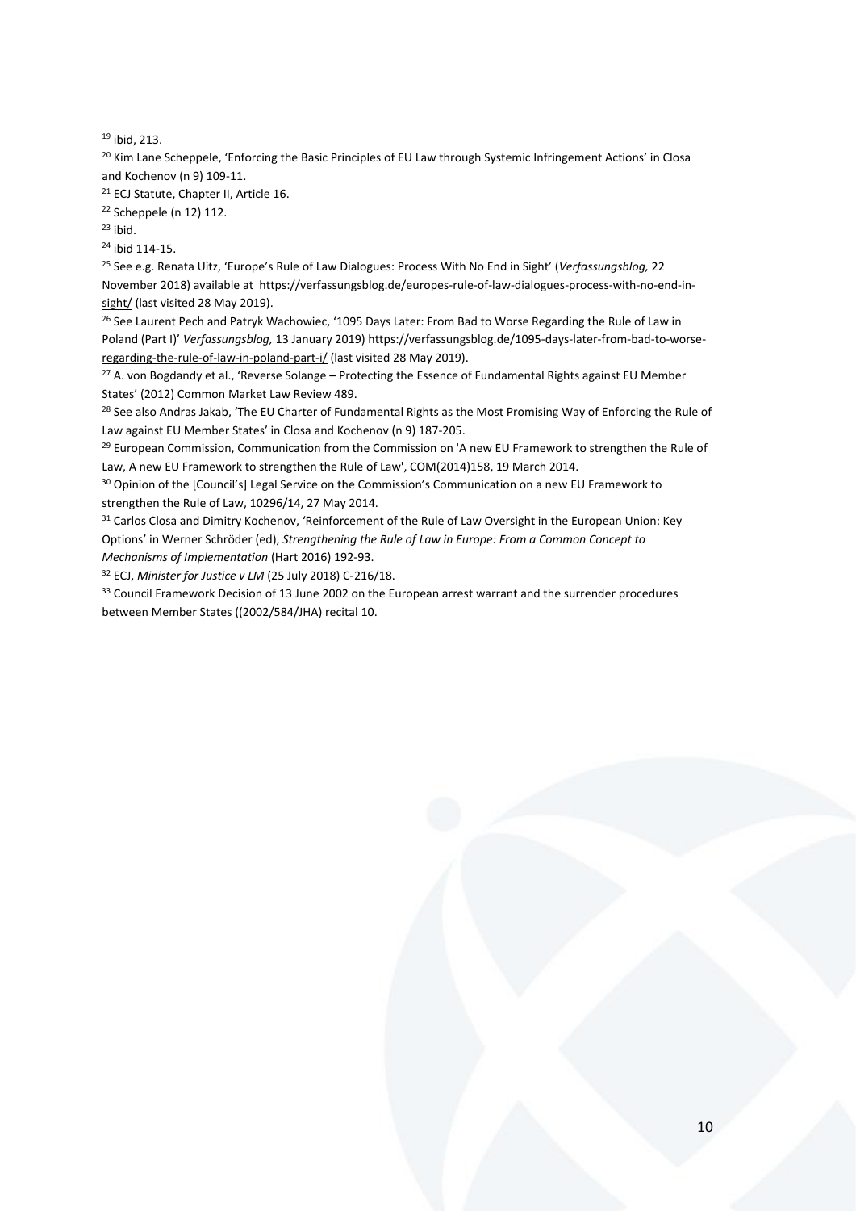[19] ibid, 213.

[20] Kim Lane Scheppele, 'Enforcing the Basic Principles of EU Law through Systemic Infringement Actions' in Closa and Kochenov (n 9) 109-11.

[21] ECJ Statute, Chapter II, Article 16.

[22] Scheppele (n 12) 112.

[23] ibid.

[24] ibid 114-15.

[25] See e.g. Renata Uitz, 'Europe's Rule of Law Dialogues: Process With No End in Sight' (*Verfassungsblog,* 22 November 2018) available at https://verfassungsblog.de/europes-rule-of-law-dialogues-process-with-no-end-in-sight/ (last visited 28 May 2019).

[26] See Laurent Pech and Patryk Wachowiec, '1095 Days Later: From Bad to Worse Regarding the Rule of Law in Poland (Part I)' *Verfassungsblog,* 13 January 2019) https://verfassungsblog.de/1095-days-later-from-bad-to-worse-regarding-the-rule-of-law-in-poland-part-i/ (last visited 28 May 2019).

[27] A. von Bogdandy et al., 'Reverse Solange – Protecting the Essence of Fundamental Rights against EU Member States' (2012) Common Market Law Review 489.

[28] See also Andras Jakab, 'The EU Charter of Fundamental Rights as the Most Promising Way of Enforcing the Rule of Law against EU Member States' in Closa and Kochenov (n 9) 187-205.

[29] European Commission, Communication from the Commission on 'A new EU Framework to strengthen the Rule of Law, A new EU Framework to strengthen the Rule of Law', COM(2014)158, 19 March 2014.

[30] Opinion of the [Council's] Legal Service on the Commission's Communication on a new EU Framework to strengthen the Rule of Law, 10296/14, 27 May 2014.

[31] Carlos Closa and Dimitry Kochenov, 'Reinforcement of the Rule of Law Oversight in the European Union: Key Options' in Werner Schröder (ed), *Strengthening the Rule of Law in Europe: From a Common Concept to Mechanisms of Implementation* (Hart 2016) 192-93.

[32] ECJ, *Minister for Justice v LM* (25 July 2018) C-216/18.

[33] Council Framework Decision of 13 June 2002 on the European arrest warrant and the surrender procedures between Member States ((2002/584/JHA) recital 10.